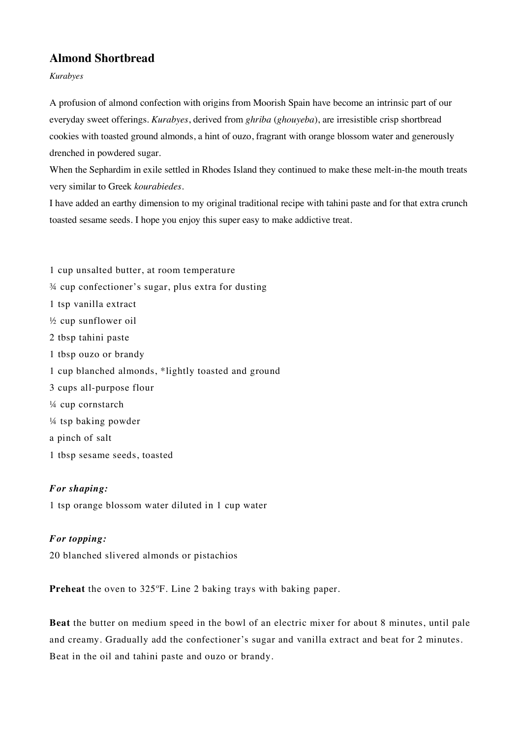# Almond Shortbread

*Kurabyes*

A profusion of almond confection with origins from Moorish Spain have become an intrinsic part of our everyday sweet offerings. *Kurabyes*, derived from *ghriba* (*ghouyeba*), are irresistible crisp shortbread cookies with toasted ground almonds, a hint of ouzo, fragrant with orange blossom water and generously drenched in powdered sugar.

When the Sephardim in exile settled in Rhodes Island they continued to make these melt-in-the mouth treats very similar to Greek *kourabiedes*.

I have added an earthy dimension to my original traditional recipe with tahini paste and for that extra crunch toasted sesame seeds. I hope you enjoy this super easy to make addictive treat.

1 cup unsalted butter, at room temperature
¾ cup confectioner's sugar, plus extra for dusting
1 tsp vanilla extract
½ cup sunflower oil
2 tbsp tahini paste
1 tbsp ouzo or brandy
1 cup blanched almonds, *lightly toasted and ground
3 cups all-purpose flour
¼ cup cornstarch
¼ tsp baking powder
a pinch of salt
1 tbsp sesame seeds, toasted

***For shaping:***
1 tsp orange blossom water diluted in 1 cup water

***For topping:***
20 blanched slivered almonds or pistachios

**Preheat** the oven to 325ºF. Line 2 baking trays with baking paper.

**Beat** the butter on medium speed in the bowl of an electric mixer for about 8 minutes, until pale and creamy. Gradually add the confectioner's sugar and vanilla extract and beat for 2 minutes. Beat in the oil and tahini paste and ouzo or brandy.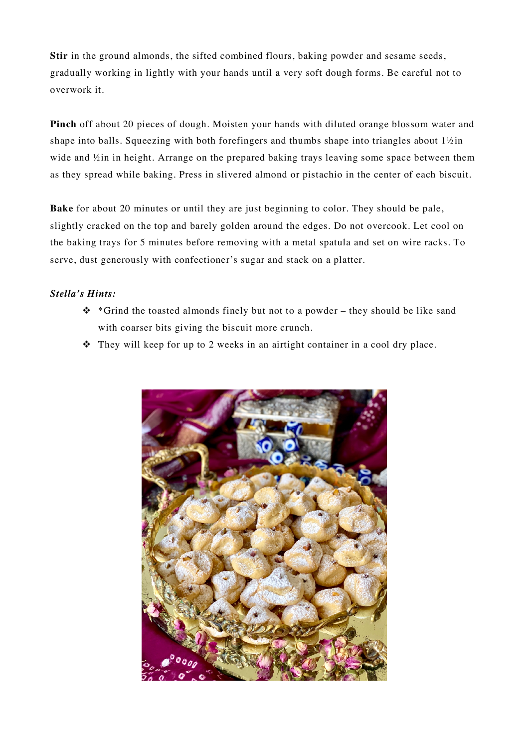**Stir** in the ground almonds, the sifted combined flours, baking powder and sesame seeds, gradually working in lightly with your hands until a very soft dough forms. Be careful not to overwork it.

**Pinch** off about 20 pieces of dough. Moisten your hands with diluted orange blossom water and shape into balls. Squeezing with both forefingers and thumbs shape into triangles about 1½in wide and ½in in height. Arrange on the prepared baking trays leaving some space between them as they spread while baking. Press in slivered almond or pistachio in the center of each biscuit.

**Bake** for about 20 minutes or until they are just beginning to color. They should be pale, slightly cracked on the top and barely golden around the edges. Do not overcook. Let cool on the baking trays for 5 minutes before removing with a metal spatula and set on wire racks. To serve, dust generously with confectioner's sugar and stack on a platter.

***Stella's Hints:***

- *Grind the toasted almonds finely but not to a powder – they should be like sand with coarser bits giving the biscuit more crunch.
- They will keep for up to 2 weeks in an airtight container in a cool dry place.